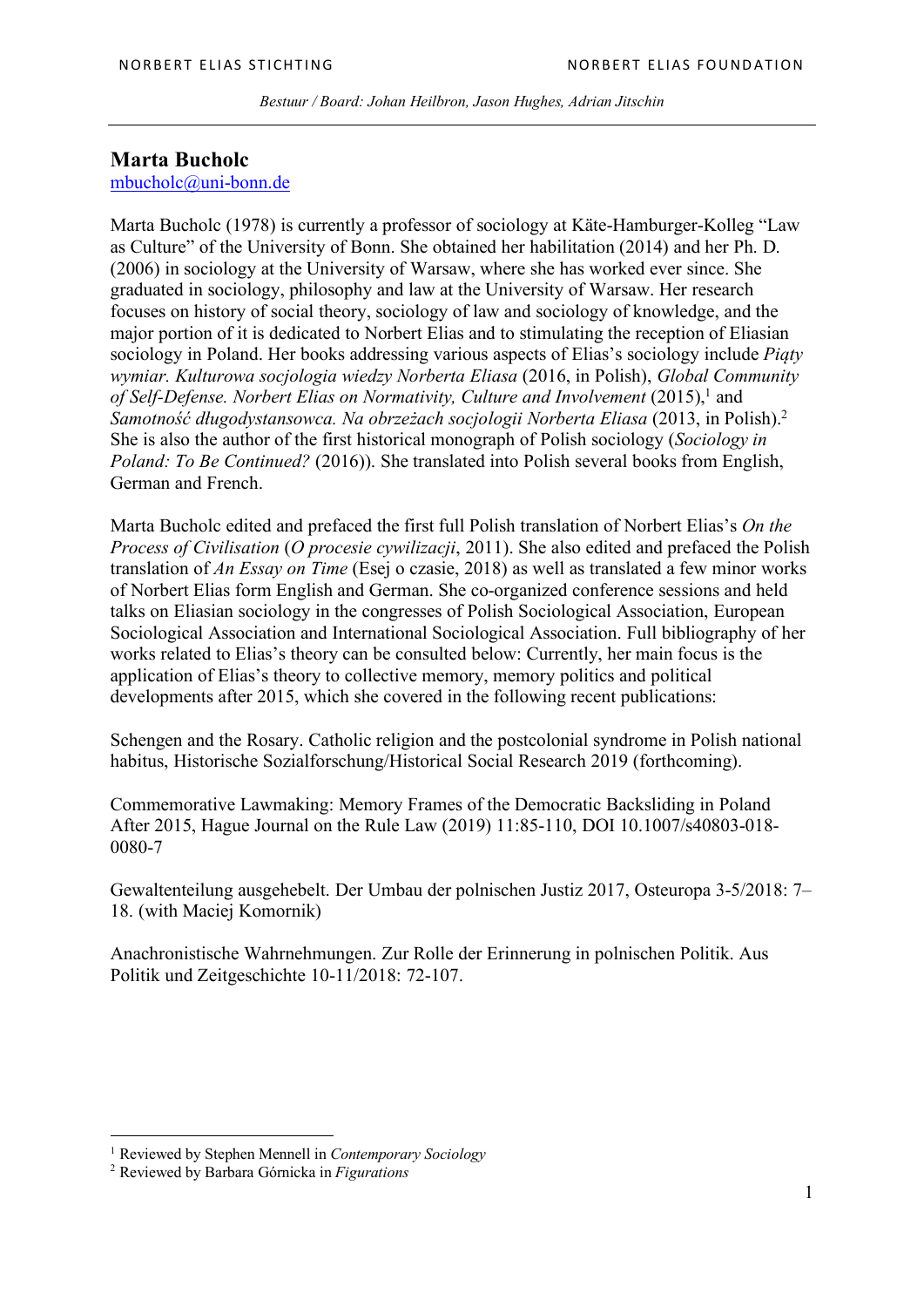## Marta Bucholc

mbucholc@uni-bonn.de

Marta Bucholc (1978) is currently a professor of sociology at Käte-Hamburger-Kolleg "Law as Culture" of the University of Bonn. She obtained her habilitation (2014) and her Ph. D. (2006) in sociology at the University of Warsaw, where she has worked ever since. She graduated in sociology, philosophy and law at the University of Warsaw. Her research focuses on history of social theory, sociology of law and sociology of knowledge, and the major portion of it is dedicated to Norbert Elias and to stimulating the reception of Eliasian sociology in Poland. Her books addressing various aspects of Elias's sociology include *Piąty wymiar. Kulturowa socjologia wiedzy Norberta Eliasa* (2016, in Polish), *Global Community of Self-Defense. Norbert Elias on Normativity, Culture and Involvement* (2015),[1] and *Samotność długodystansowca. Na obrzeżach socjologii Norberta Eliasa* (2013, in Polish).[2] She is also the author of the first historical monograph of Polish sociology (*Sociology in Poland: To Be Continued?* (2016)). She translated into Polish several books from English, German and French.

Marta Bucholc edited and prefaced the first full Polish translation of Norbert Elias's *On the Process of Civilisation* (*O procesie cywilizacji*, 2011). She also edited and prefaced the Polish translation of *An Essay on Time* (Esej o czasie, 2018) as well as translated a few minor works of Norbert Elias form English and German. She co-organized conference sessions and held talks on Eliasian sociology in the congresses of Polish Sociological Association, European Sociological Association and International Sociological Association. Full bibliography of her works related to Elias's theory can be consulted below: Currently, her main focus is the application of Elias's theory to collective memory, memory politics and political developments after 2015, which she covered in the following recent publications:

Schengen and the Rosary. Catholic religion and the postcolonial syndrome in Polish national habitus, Historische Sozialforschung/Historical Social Research 2019 (forthcoming).

Commemorative Lawmaking: Memory Frames of the Democratic Backsliding in Poland After 2015, Hague Journal on the Rule Law (2019) 11:85-110, DOI 10.1007/s40803-018-0080-7

Gewaltenteilung ausgehebelt. Der Umbau der polnischen Justiz 2017, Osteuropa 3-5/2018: 7–18. (with Maciej Komornik)

Anachronistische Wahrnehmungen. Zur Rolle der Erinnerung in polnischen Politik. Aus Politik und Zeitgeschichte 10-11/2018: 72-107.

[1] Reviewed by Stephen Mennell in *Contemporary Sociology*

[2] Reviewed by Barbara Górnicka in *Figurations*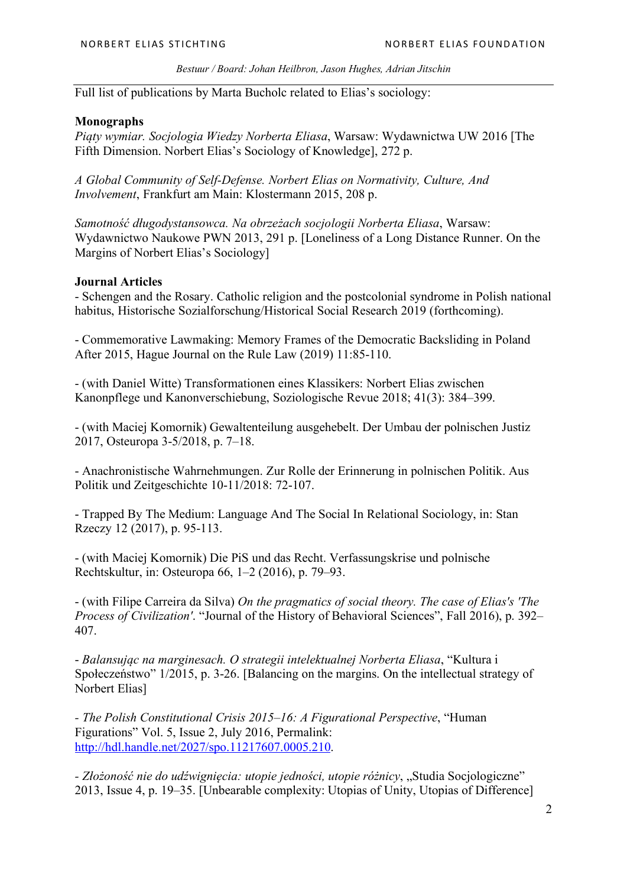Full list of publications by Marta Bucholc related to Elias's sociology:

**Monographs**

*Piąty wymiar. Socjologia Wiedzy Norberta Eliasa*, Warsaw: Wydawnictwa UW 2016 [The Fifth Dimension. Norbert Elias's Sociology of Knowledge], 272 p.

*A Global Community of Self-Defense. Norbert Elias on Normativity, Culture, And Involvement*, Frankfurt am Main: Klostermann 2015, 208 p.

*Samotność długodystansowca. Na obrzeżach socjologii Norberta Eliasa*, Warsaw: Wydawnictwo Naukowe PWN 2013, 291 p. [Loneliness of a Long Distance Runner. On the Margins of Norbert Elias's Sociology]

**Journal Articles**

- Schengen and the Rosary. Catholic religion and the postcolonial syndrome in Polish national habitus, Historische Sozialforschung/Historical Social Research 2019 (forthcoming).

- Commemorative Lawmaking: Memory Frames of the Democratic Backsliding in Poland After 2015, Hague Journal on the Rule Law (2019) 11:85-110.

- (with Daniel Witte) Transformationen eines Klassikers: Norbert Elias zwischen Kanonpflege und Kanonverschiebung, Soziologische Revue 2018; 41(3): 384–399.

- (with Maciej Komornik) Gewaltenteilung ausgehebelt. Der Umbau der polnischen Justiz 2017, Osteuropa 3-5/2018, p. 7–18.

- Anachronistische Wahrnehmungen. Zur Rolle der Erinnerung in polnischen Politik. Aus Politik und Zeitgeschichte 10-11/2018: 72-107.

- Trapped By The Medium: Language And The Social In Relational Sociology, in: Stan Rzeczy 12 (2017), p. 95-113.

- (with Maciej Komornik) Die PiS und das Recht. Verfassungskrise und polnische Rechtskultur, in: Osteuropa 66, 1–2 (2016), p. 79–93.

- (with Filipe Carreira da Silva) *On the pragmatics of social theory. The case of Elias's 'The Process of Civilization'.* "Journal of the History of Behavioral Sciences", Fall 2016), p. 392–407.

- *Balansując na marginesach. O strategii intelektualnej Norberta Eliasa*, "Kultura i Społeczeństwo" 1/2015, p. 3-26. [Balancing on the margins. On the intellectual strategy of Norbert Elias]

- *The Polish Constitutional Crisis 2015–16: A Figurational Perspective*, "Human Figurations" Vol. 5, Issue 2, July 2016, Permalink: http://hdl.handle.net/2027/spo.11217607.0005.210.

- *Złożoność nie do udźwignięcia: utopie jedności, utopie różnicy*, „Studia Socjologiczne" 2013, Issue 4, p. 19–35. [Unbearable complexity: Utopias of Unity, Utopias of Difference]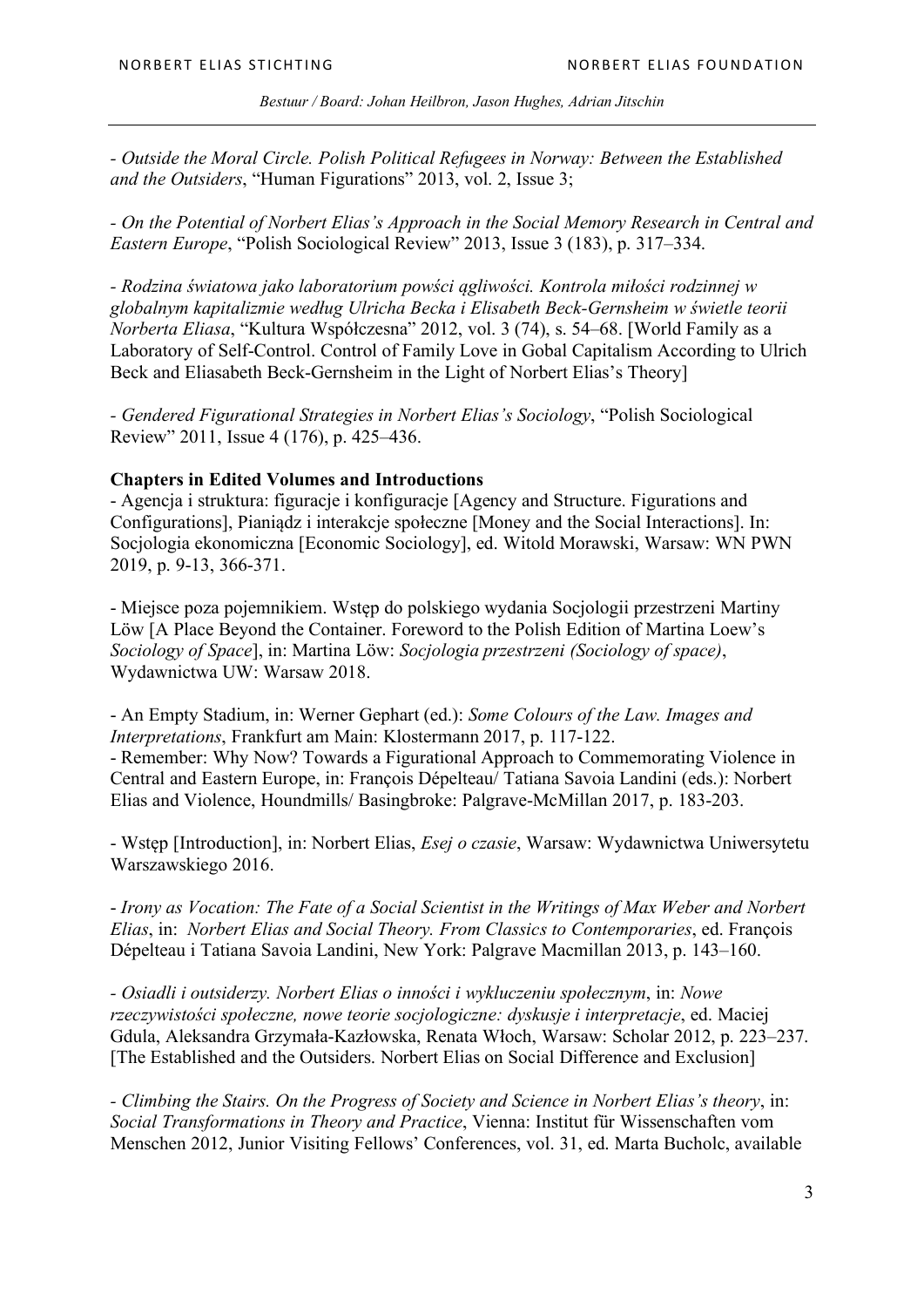- *Outside the Moral Circle. Polish Political Refugees in Norway: Between the Established and the Outsiders*, "Human Figurations" 2013, vol. 2, Issue 3;

- *On the Potential of Norbert Elias's Approach in the Social Memory Research in Central and Eastern Europe*, "Polish Sociological Review" 2013, Issue 3 (183), p. 317–334.

- *Rodzina światowa jako laboratorium powści ągliwości. Kontrola miłości rodzinnej w globalnym kapitalizmie według Ulricha Becka i Elisabeth Beck-Gernsheim w świetle teorii Norberta Eliasa*, "Kultura Współczesna" 2012, vol. 3 (74), s. 54–68. [World Family as a Laboratory of Self-Control. Control of Family Love in Gobal Capitalism According to Ulrich Beck and Eliasabeth Beck-Gernsheim in the Light of Norbert Elias's Theory]

- *Gendered Figurational Strategies in Norbert Elias's Sociology*, "Polish Sociological Review" 2011, Issue 4 (176), p. 425–436.

**Chapters in Edited Volumes and Introductions**

- Agencja i struktura: figuracje i konfiguracje [Agency and Structure. Figurations and Configurations], Pieniądz i interakcje społeczne [Money and the Social Interactions]. In: Socjologia ekonomiczna [Economic Sociology], ed. Witold Morawski, Warsaw: WN PWN 2019, p. 9-13, 366-371.

- Miejsce poza pojemnikiem. Wstęp do polskiego wydania Socjologii przestrzeni Martiny Löw [A Place Beyond the Container. Foreword to the Polish Edition of Martina Loew's *Sociology of Space*], in: Martina Löw: *Socjologia przestrzeni (Sociology of space)*, Wydawnictwa UW: Warsaw 2018.

- An Empty Stadium, in: Werner Gephart (ed.): *Some Colours of the Law. Images and Interpretations*, Frankfurt am Main: Klostermann 2017, p. 117-122.
- Remember: Why Now? Towards a Figurational Approach to Commemorating Violence in Central and Eastern Europe, in: François Dépelteau/ Tatiana Savoia Landini (eds.): Norbert Elias and Violence, Houndmills/ Basingbroke: Palgrave-McMillan 2017, p. 183-203.

- Wstęp [Introduction], in: Norbert Elias, *Esej o czasie*, Warsaw: Wydawnictwa Uniwersytetu Warszawskiego 2016.

- *Irony as Vocation: The Fate of a Social Scientist in the Writings of Max Weber and Norbert Elias*, in: *Norbert Elias and Social Theory. From Classics to Contemporaries*, ed. François Dépelteau i Tatiana Savoia Landini, New York: Palgrave Macmillan 2013, p. 143–160.

- *Osiadli i outsiderzy. Norbert Elias o inności i wykluczeniu społecznym*, in: *Nowe rzeczywistości społeczne, nowe teorie socjologiczne: dyskusje i interpretacje*, ed. Maciej Gdula, Aleksandra Grzymała-Kazłowska, Renata Włoch, Warsaw: Scholar 2012, p. 223–237. [The Established and the Outsiders. Norbert Elias on Social Difference and Exclusion]

- *Climbing the Stairs. On the Progress of Society and Science in Norbert Elias's theory*, in: *Social Transformations in Theory and Practice*, Vienna: Institut für Wissenschaften vom Menschen 2012, Junior Visiting Fellows' Conferences, vol. 31, ed. Marta Bucholc, available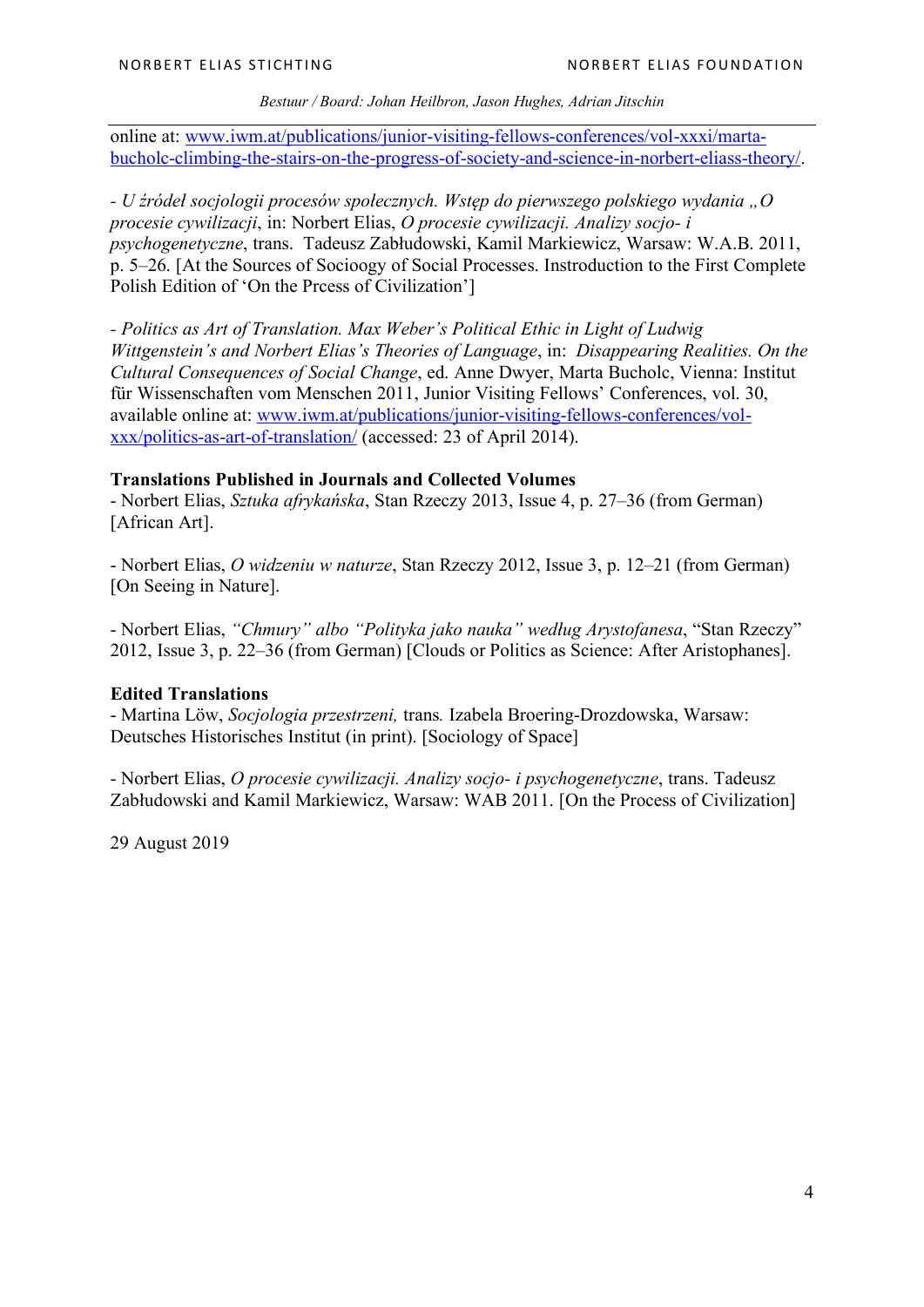online at: www.iwm.at/publications/junior-visiting-fellows-conferences/vol-xxxi/marta-bucholc-climbing-the-stairs-on-the-progress-of-society-and-science-in-norbert-eliass-theory/.

- *U źródeł socjologii procesów społecznych. Wstęp do pierwszego polskiego wydania „O procesie cywilizacji*, in: Norbert Elias, *O procesie cywilizacji. Analizy socjo- i psychogenetyczne*, trans. Tadeusz Zabłudowski, Kamil Markiewicz, Warsaw: W.A.B. 2011, p. 5–26. [At the Sources of Socioogy of Social Processes. Introduction to the First Complete Polish Edition of 'On the Prcess of Civilization']

- *Politics as Art of Translation. Max Weber's Political Ethic in Light of Ludwig Wittgenstein's and Norbert Elias's Theories of Language*, in: *Disappearing Realities. On the Cultural Consequences of Social Change*, ed. Anne Dwyer, Marta Bucholc, Vienna: Institut für Wissenschaften vom Menschen 2011, Junior Visiting Fellows' Conferences, vol. 30, available online at: www.iwm.at/publications/junior-visiting-fellows-conferences/vol-xxx/politics-as-art-of-translation/ (accessed: 23 of April 2014).

**Translations Published in Journals and Collected Volumes**

- Norbert Elias, *Sztuka afrykańska*, Stan Rzeczy 2013, Issue 4, p. 27–36 (from German) [African Art].

- Norbert Elias, *O widzeniu w naturze*, Stan Rzeczy 2012, Issue 3, p. 12–21 (from German) [On Seeing in Nature].

- Norbert Elias, *"Chmury" albo "Polityka jako nauka" według Arystofanesa*, "Stan Rzeczy" 2012, Issue 3, p. 22–36 (from German) [Clouds or Politics as Science: After Aristophanes].

**Edited Translations**

- Martina Löw, *Socjologia przestrzeni,* trans. Izabela Broering-Drozdowska, Warsaw: Deutsches Historisches Institut (in print). [Sociology of Space]

- Norbert Elias, *O procesie cywilizacji. Analizy socjo- i psychogenetyczne*, trans. Tadeusz Zabłudowski and Kamil Markiewicz, Warsaw: WAB 2011. [On the Process of Civilization]

29 August 2019